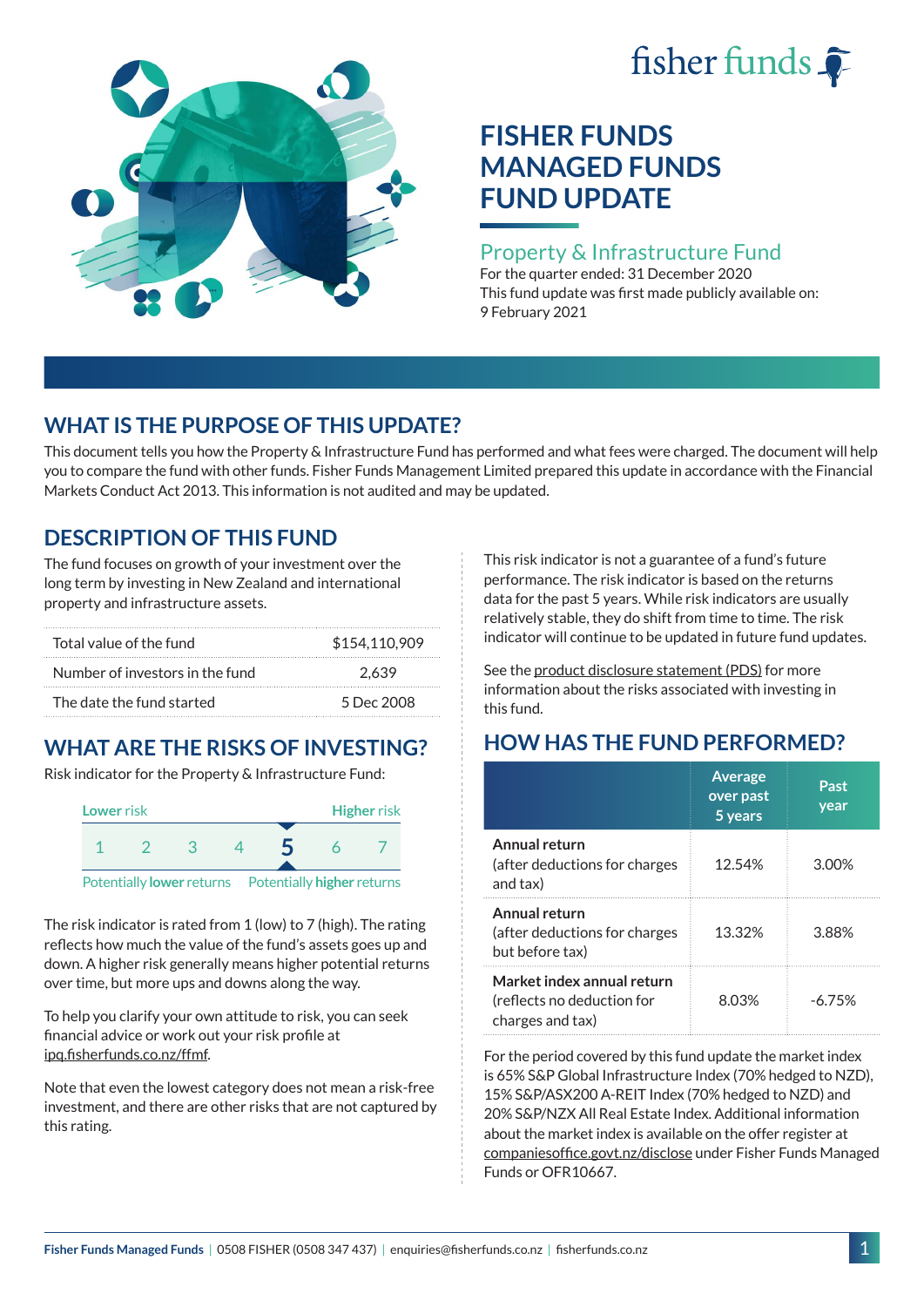fisher funds

# FISHER FUNDS MANAGED FUNDS FUND UPDATE

## Property & Infrastructure Fund

For the quarter ended: 31 December 2020

This fund update was first made publicly available on: 9 February 2021

## WHAT IS THE PURPOSE OF THIS UPDATE?

This document tells you how the Property & Infrastructure Fund has performed and what fees were charged. The document will help you to compare the fund with other funds. Fisher Funds Management Limited prepared this update in accordance with the Financial Markets Conduct Act 2013. This information is not audited and may be updated.

## DESCRIPTION OF THIS FUND

The fund focuses on growth of your investment over the long term by investing in New Zealand and international property and infrastructure assets.

| | |
|---|---|
| Total value of the fund | $154,110,909 |
| Number of investors in the fund | 2,639 |
| The date the fund started | 5 Dec 2008 |

## WHAT ARE THE RISKS OF INVESTING?

Risk indicator for the Property & Infrastructure Fund:

Lower risk — Higher risk

1 2 3 4 **5** 6 7

Potentially lower returns — Potentially higher returns

The risk indicator is rated from 1 (low) to 7 (high). The rating reflects how much the value of the fund's assets goes up and down. A higher risk generally means higher potential returns over time, but more ups and downs along the way.

To help you clarify your own attitude to risk, you can seek financial advice or work out your risk profile at ipq.fisherfunds.co.nz/ffmf.

Note that even the lowest category does not mean a risk-free investment, and there are other risks that are not captured by this rating.

This risk indicator is not a guarantee of a fund's future performance. The risk indicator is based on the returns data for the past 5 years. While risk indicators are usually relatively stable, they do shift from time to time. The risk indicator will continue to be updated in future fund updates.

See the product disclosure statement (PDS) for more information about the risks associated with investing in this fund.

## HOW HAS THE FUND PERFORMED?

| | Average over past 5 years | Past year |
|---|---|---|
| **Annual return** (after deductions for charges and tax) | 12.54% | 3.00% |
| **Annual return** (after deductions for charges but before tax) | 13.32% | 3.88% |
| **Market index annual return** (reflects no deduction for charges and tax) | 8.03% | -6.75% |

For the period covered by this fund update the market index is 65% S&P Global Infrastructure Index (70% hedged to NZD), 15% S&P/ASX200 A-REIT Index (70% hedged to NZD) and 20% S&P/NZX All Real Estate Index. Additional information about the market index is available on the offer register at companiesoffice.govt.nz/disclose under Fisher Funds Managed Funds or OFR10667.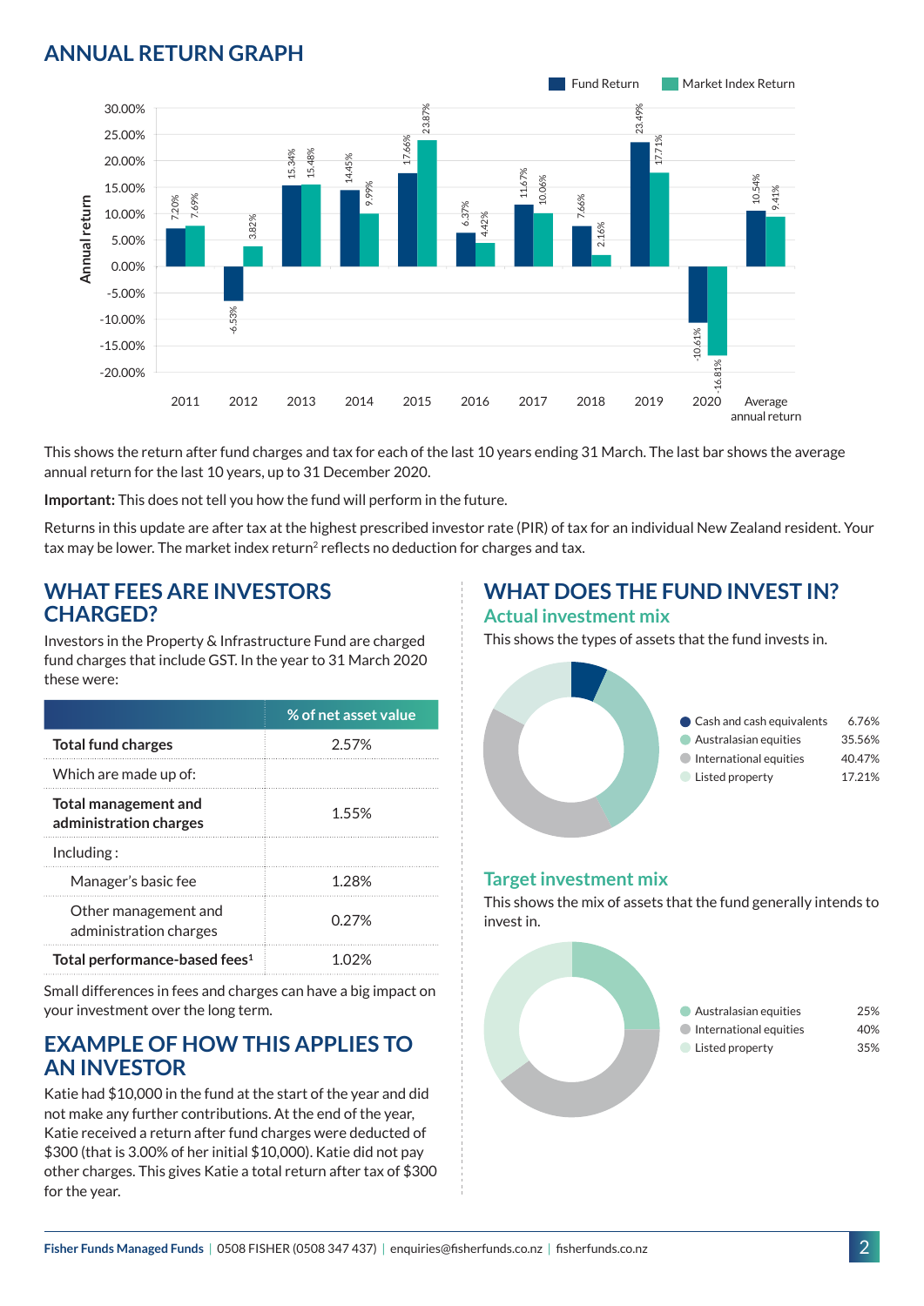## ANNUAL RETURN GRAPH

| Year | Fund Return | Market Index Return |
|---|---|---|
| 2011 | 7.20% | 7.69% |
| 2012 | -6.53% | 3.82% |
| 2013 | 15.34% | 15.48% |
| 2014 | 14.45% | 9.99% |
| 2015 | 17.66% | 23.87% |
| 2016 | 6.37% | 4.42% |
| 2017 | 11.67% | 10.06% |
| 2018 | 7.66% | 2.16% |
| 2019 | 23.49% | 17.71% |
| 2020 | -10.61% | -16.81% |
| Average annual return | 10.54% | 9.41% |

This shows the return after fund charges and tax for each of the last 10 years ending 31 March. The last bar shows the average annual return for the last 10 years, up to 31 December 2020.

**Important:** This does not tell you how the fund will perform in the future.

Returns in this update are after tax at the highest prescribed investor rate (PIR) of tax for an individual New Zealand resident. Your tax may be lower. The market index return[2] reflects no deduction for charges and tax.

## WHAT FEES ARE INVESTORS CHARGED?

Investors in the Property & Infrastructure Fund are charged fund charges that include GST. In the year to 31 March 2020 these were:

| | % of net asset value |
|---|---|
| **Total fund charges** | 2.57% |
| Which are made up of: | |
| **Total management and administration charges** | 1.55% |
| Including : | |
| Manager's basic fee | 1.28% |
| Other management and administration charges | 0.27% |
| **Total performance-based fees[1]** | 1.02% |

Small differences in fees and charges can have a big impact on your investment over the long term.

## EXAMPLE OF HOW THIS APPLIES TO AN INVESTOR

Katie had $10,000 in the fund at the start of the year and did not make any further contributions. At the end of the year, Katie received a return after fund charges were deducted of $300 (that is 3.00% of her initial $10,000). Katie did not pay other charges. This gives Katie a total return after tax of $300 for the year.

## WHAT DOES THE FUND INVEST IN?

### Actual investment mix

This shows the types of assets that the fund invests in.

| Asset | % |
|---|---|
| Cash and cash equivalents | 6.76% |
| Australasian equities | 35.56% |
| International equities | 40.47% |
| Listed property | 17.21% |

### Target investment mix

This shows the mix of assets that the fund generally intends to invest in.

| Asset | % |
|---|---|
| Australasian equities | 25% |
| International equities | 40% |
| Listed property | 35% |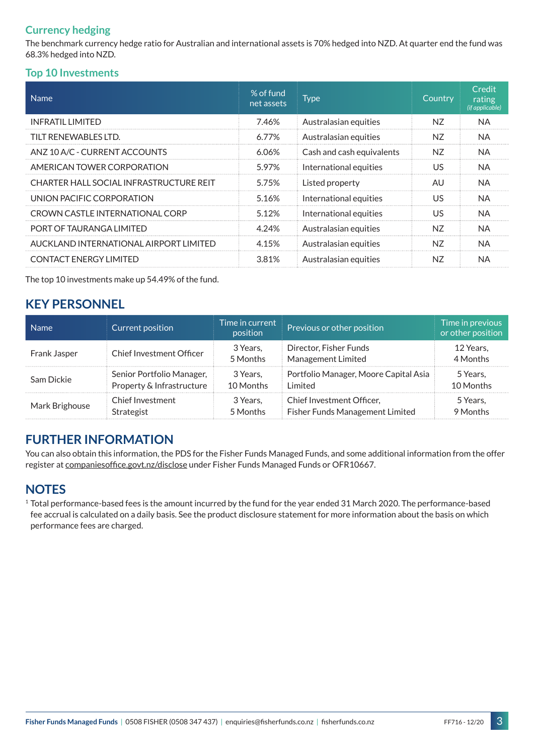## Currency hedging

The benchmark currency hedge ratio for Australian and international assets is 70% hedged into NZD. At quarter end the fund was 68.3% hedged into NZD.

## Top 10 Investments

| Name | % of fund net assets | Type | Country | Credit rating *(if applicable)* |
|---|---|---|---|---|
| INFRATIL LIMITED | 7.46% | Australasian equities | NZ | NA |
| TILT RENEWABLES LTD. | 6.77% | Australasian equities | NZ | NA |
| ANZ 10 A/C - CURRENT ACCOUNTS | 6.06% | Cash and cash equivalents | NZ | NA |
| AMERICAN TOWER CORPORATION | 5.97% | International equities | US | NA |
| CHARTER HALL SOCIAL INFRASTRUCTURE REIT | 5.75% | Listed property | AU | NA |
| UNION PACIFIC CORPORATION | 5.16% | International equities | US | NA |
| CROWN CASTLE INTERNATIONAL CORP | 5.12% | International equities | US | NA |
| PORT OF TAURANGA LIMITED | 4.24% | Australasian equities | NZ | NA |
| AUCKLAND INTERNATIONAL AIRPORT LIMITED | 4.15% | Australasian equities | NZ | NA |
| CONTACT ENERGY LIMITED | 3.81% | Australasian equities | NZ | NA |

The top 10 investments make up 54.49% of the fund.

## KEY PERSONNEL

| Name | Current position | Time in current position | Previous or other position | Time in previous or other position |
|---|---|---|---|---|
| Frank Jasper | Chief Investment Officer | 3 Years, 5 Months | Director, Fisher Funds Management Limited | 12 Years, 4 Months |
| Sam Dickie | Senior Portfolio Manager, Property & Infrastructure | 3 Years, 10 Months | Portfolio Manager, Moore Capital Asia Limited | 5 Years, 10 Months |
| Mark Brighouse | Chief Investment Strategist | 3 Years, 5 Months | Chief Investment Officer, Fisher Funds Management Limited | 5 Years, 9 Months |

## FURTHER INFORMATION

You can also obtain this information, the PDS for the Fisher Funds Managed Funds, and some additional information from the offer register at companiesoffice.govt.nz/disclose under Fisher Funds Managed Funds or OFR10667.

## NOTES

[1] Total performance-based fees is the amount incurred by the fund for the year ended 31 March 2020. The performance-based fee accrual is calculated on a daily basis. See the product disclosure statement for more information about the basis on which performance fees are charged.